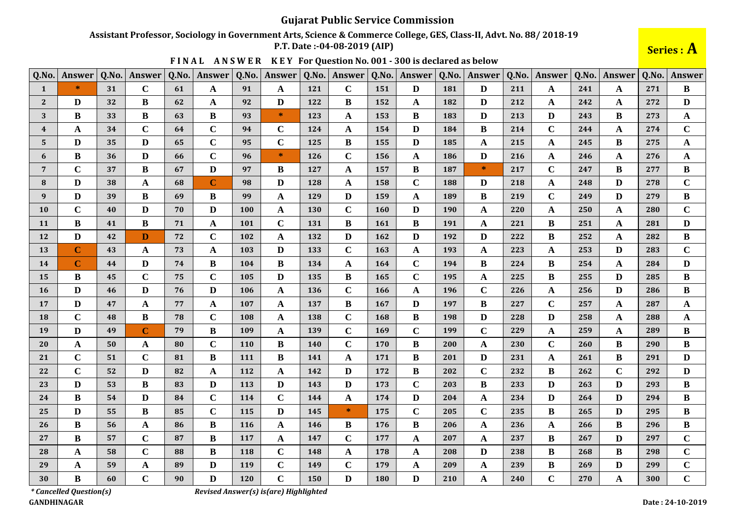# Gujarat Public Service Commission

**Assistant Professor, Sociology in Government Arts, Science & Commerce College, GES, Class-II, Advt. No. 88/ 2018-19**

**P.T. Date :-04-08-2019 (AIP)**

**Series : A**

**FINAL ANSWER KEY For Question No. 001 - 300 is declared as below**

| Q.No. | Answer | Q.No. | Answer | Q.No. | Answer | Q.No. | Answer | Q.No. | Answer | Q.No. | Answer | Q.No. | Answer | Q.No. | Answer | Q.No. | Answer | Q.No. | Answer |
|---|---|---|---|---|---|---|---|---|---|---|---|---|---|---|---|---|---|---|---|
| 1 | * | 31 | C | 61 | A | 91 | A | 121 | C | 151 | D | 181 | D | 211 | A | 241 | A | 271 | B |
| 2 | D | 32 | B | 62 | A | 92 | D | 122 | B | 152 | A | 182 | D | 212 | A | 242 | A | 272 | D |
| 3 | B | 33 | B | 63 | B | 93 | * | 123 | A | 153 | B | 183 | D | 213 | D | 243 | B | 273 | A |
| 4 | A | 34 | C | 64 | C | 94 | C | 124 | A | 154 | D | 184 | B | 214 | C | 244 | A | 274 | C |
| 5 | D | 35 | D | 65 | C | 95 | C | 125 | B | 155 | D | 185 | A | 215 | A | 245 | B | 275 | A |
| 6 | B | 36 | D | 66 | C | 96 | * | 126 | C | 156 | A | 186 | D | 216 | A | 246 | A | 276 | A |
| 7 | C | 37 | B | 67 | D | 97 | B | 127 | A | 157 | B | 187 | * | 217 | C | 247 | B | 277 | B |
| 8 | D | 38 | A | 68 | C | 98 | D | 128 | A | 158 | C | 188 | D | 218 | A | 248 | D | 278 | C |
| 9 | D | 39 | B | 69 | B | 99 | A | 129 | D | 159 | A | 189 | B | 219 | C | 249 | D | 279 | B |
| 10 | C | 40 | D | 70 | D | 100 | A | 130 | C | 160 | D | 190 | A | 220 | A | 250 | A | 280 | C |
| 11 | B | 41 | B | 71 | A | 101 | C | 131 | B | 161 | B | 191 | A | 221 | B | 251 | A | 281 | D |
| 12 | D | 42 | D | 72 | C | 102 | A | 132 | D | 162 | D | 192 | D | 222 | B | 252 | A | 282 | B |
| 13 | C | 43 | A | 73 | A | 103 | D | 133 | C | 163 | A | 193 | A | 223 | A | 253 | D | 283 | C |
| 14 | C | 44 | D | 74 | B | 104 | B | 134 | A | 164 | C | 194 | B | 224 | B | 254 | A | 284 | D |
| 15 | B | 45 | C | 75 | C | 105 | D | 135 | B | 165 | C | 195 | A | 225 | B | 255 | D | 285 | B |
| 16 | D | 46 | D | 76 | D | 106 | A | 136 | C | 166 | A | 196 | C | 226 | A | 256 | D | 286 | B |
| 17 | D | 47 | A | 77 | A | 107 | A | 137 | B | 167 | D | 197 | B | 227 | C | 257 | A | 287 | A |
| 18 | C | 48 | B | 78 | C | 108 | A | 138 | C | 168 | B | 198 | D | 228 | D | 258 | A | 288 | A |
| 19 | D | 49 | C | 79 | B | 109 | A | 139 | C | 169 | C | 199 | C | 229 | A | 259 | A | 289 | B |
| 20 | A | 50 | A | 80 | C | 110 | B | 140 | C | 170 | B | 200 | A | 230 | C | 260 | B | 290 | B |
| 21 | C | 51 | C | 81 | B | 111 | B | 141 | A | 171 | B | 201 | D | 231 | A | 261 | B | 291 | D |
| 22 | C | 52 | D | 82 | A | 112 | A | 142 | D | 172 | B | 202 | C | 232 | B | 262 | C | 292 | D |
| 23 | D | 53 | B | 83 | D | 113 | D | 143 | D | 173 | C | 203 | B | 233 | D | 263 | D | 293 | B |
| 24 | B | 54 | D | 84 | C | 114 | C | 144 | A | 174 | D | 204 | A | 234 | D | 264 | D | 294 | B |
| 25 | D | 55 | B | 85 | C | 115 | D | 145 | * | 175 | C | 205 | C | 235 | B | 265 | D | 295 | B |
| 26 | B | 56 | A | 86 | B | 116 | A | 146 | B | 176 | B | 206 | A | 236 | A | 266 | B | 296 | B |
| 27 | B | 57 | C | 87 | B | 117 | A | 147 | C | 177 | A | 207 | A | 237 | B | 267 | D | 297 | C |
| 28 | A | 58 | C | 88 | B | 118 | C | 148 | A | 178 | A | 208 | D | 238 | B | 268 | B | 298 | C |
| 29 | A | 59 | A | 89 | D | 119 | C | 149 | C | 179 | A | 209 | A | 239 | B | 269 | D | 299 | C |
| 30 | B | 60 | C | 90 | D | 120 | C | 150 | D | 180 | D | 210 | A | 240 | C | 270 | A | 300 | C |

*\* Cancelled Question(s)*

*Revised Answer(s) is(are) Highlighted*

**GANDHINAGAR**

**Date : 24-10-2019**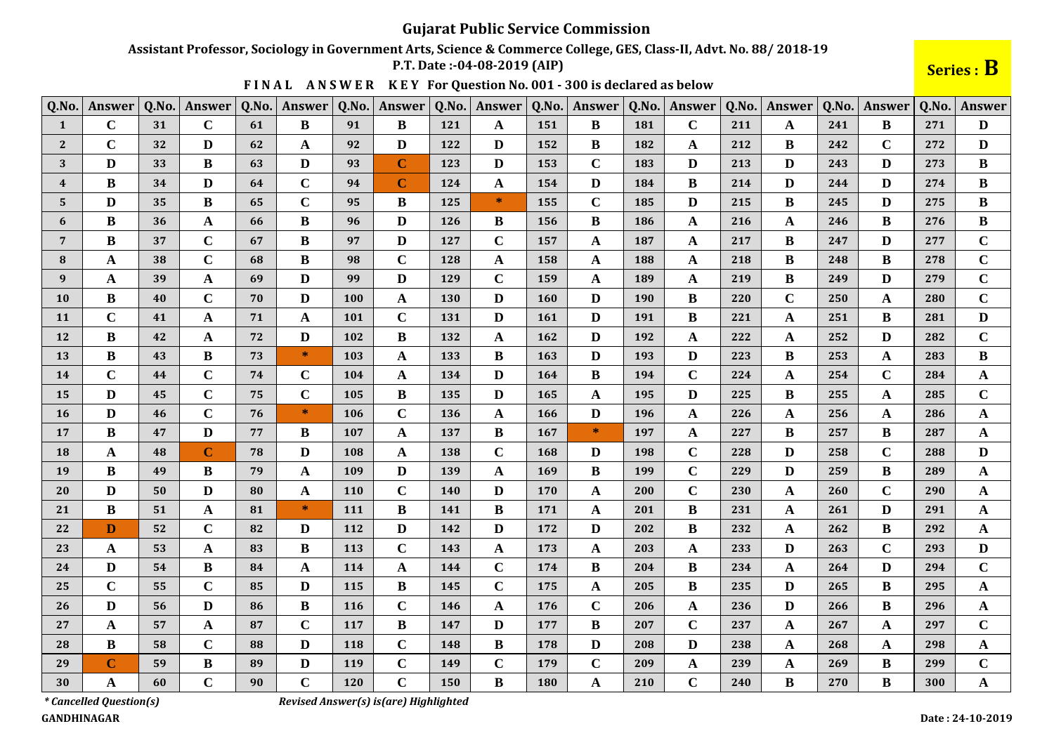# Gujarat Public Service Commission

**Assistant Professor, Sociology in Government Arts, Science & Commerce College, GES, Class-II, Advt. No. 88/ 2018-19**

**P.T. Date :-04-08-2019 (AIP)**

**Series : B**

**FINAL ANSWER KEY For Question No. 001 - 300 is declared as below**

| Q.No. | Answer | Q.No. | Answer | Q.No. | Answer | Q.No. | Answer | Q.No. | Answer | Q.No. | Answer | Q.No. | Answer | Q.No. | Answer | Q.No. | Answer | Q.No. | Answer |
|---|---|---|---|---|---|---|---|---|---|---|---|---|---|---|---|---|---|---|---|
| 1 | C | 31 | C | 61 | B | 91 | B | 121 | A | 151 | B | 181 | C | 211 | A | 241 | B | 271 | D |
| 2 | C | 32 | D | 62 | A | 92 | D | 122 | D | 152 | B | 182 | A | 212 | B | 242 | C | 272 | D |
| 3 | D | 33 | B | 63 | D | 93 | C | 123 | D | 153 | C | 183 | D | 213 | D | 243 | D | 273 | B |
| 4 | B | 34 | D | 64 | C | 94 | C | 124 | A | 154 | D | 184 | B | 214 | D | 244 | D | 274 | B |
| 5 | D | 35 | B | 65 | C | 95 | B | 125 | * | 155 | C | 185 | D | 215 | B | 245 | D | 275 | B |
| 6 | B | 36 | A | 66 | B | 96 | D | 126 | B | 156 | B | 186 | A | 216 | A | 246 | B | 276 | B |
| 7 | B | 37 | C | 67 | B | 97 | D | 127 | C | 157 | A | 187 | A | 217 | B | 247 | D | 277 | C |
| 8 | A | 38 | C | 68 | B | 98 | C | 128 | A | 158 | A | 188 | A | 218 | B | 248 | B | 278 | C |
| 9 | A | 39 | A | 69 | D | 99 | D | 129 | C | 159 | A | 189 | A | 219 | B | 249 | D | 279 | C |
| 10 | B | 40 | C | 70 | D | 100 | A | 130 | D | 160 | D | 190 | B | 220 | C | 250 | A | 280 | C |
| 11 | C | 41 | A | 71 | A | 101 | C | 131 | D | 161 | D | 191 | B | 221 | A | 251 | B | 281 | D |
| 12 | B | 42 | A | 72 | D | 102 | B | 132 | A | 162 | D | 192 | A | 222 | A | 252 | D | 282 | C |
| 13 | B | 43 | B | 73 | * | 103 | A | 133 | B | 163 | D | 193 | D | 223 | B | 253 | A | 283 | B |
| 14 | C | 44 | C | 74 | C | 104 | A | 134 | D | 164 | B | 194 | C | 224 | A | 254 | C | 284 | A |
| 15 | D | 45 | C | 75 | C | 105 | B | 135 | D | 165 | A | 195 | D | 225 | B | 255 | A | 285 | C |
| 16 | D | 46 | C | 76 | * | 106 | C | 136 | A | 166 | D | 196 | A | 226 | A | 256 | A | 286 | A |
| 17 | B | 47 | D | 77 | B | 107 | A | 137 | B | 167 | * | 197 | A | 227 | B | 257 | B | 287 | A |
| 18 | A | 48 | C | 78 | D | 108 | A | 138 | C | 168 | D | 198 | C | 228 | D | 258 | C | 288 | D |
| 19 | B | 49 | B | 79 | A | 109 | D | 139 | A | 169 | B | 199 | C | 229 | D | 259 | B | 289 | A |
| 20 | D | 50 | D | 80 | A | 110 | C | 140 | D | 170 | A | 200 | C | 230 | A | 260 | C | 290 | A |
| 21 | B | 51 | A | 81 | * | 111 | B | 141 | B | 171 | A | 201 | B | 231 | A | 261 | D | 291 | A |
| 22 | D | 52 | C | 82 | D | 112 | D | 142 | D | 172 | D | 202 | B | 232 | A | 262 | B | 292 | A |
| 23 | A | 53 | A | 83 | B | 113 | C | 143 | A | 173 | A | 203 | A | 233 | D | 263 | C | 293 | D |
| 24 | D | 54 | B | 84 | A | 114 | A | 144 | C | 174 | B | 204 | B | 234 | A | 264 | D | 294 | C |
| 25 | C | 55 | C | 85 | D | 115 | B | 145 | C | 175 | A | 205 | B | 235 | D | 265 | B | 295 | A |
| 26 | D | 56 | D | 86 | B | 116 | C | 146 | A | 176 | C | 206 | A | 236 | D | 266 | B | 296 | A |
| 27 | A | 57 | A | 87 | C | 117 | B | 147 | D | 177 | B | 207 | C | 237 | A | 267 | A | 297 | C |
| 28 | B | 58 | C | 88 | D | 118 | C | 148 | B | 178 | D | 208 | D | 238 | A | 268 | A | 298 | A |
| 29 | C | 59 | B | 89 | D | 119 | C | 149 | C | 179 | C | 209 | A | 239 | A | 269 | B | 299 | C |
| 30 | A | 60 | C | 90 | C | 120 | C | 150 | B | 180 | A | 210 | C | 240 | B | 270 | B | 300 | A |

*\* Cancelled Question(s)*  *Revised Answer(s) is(are) Highlighted*

**GANDHINAGAR**

**Date : 24-10-2019**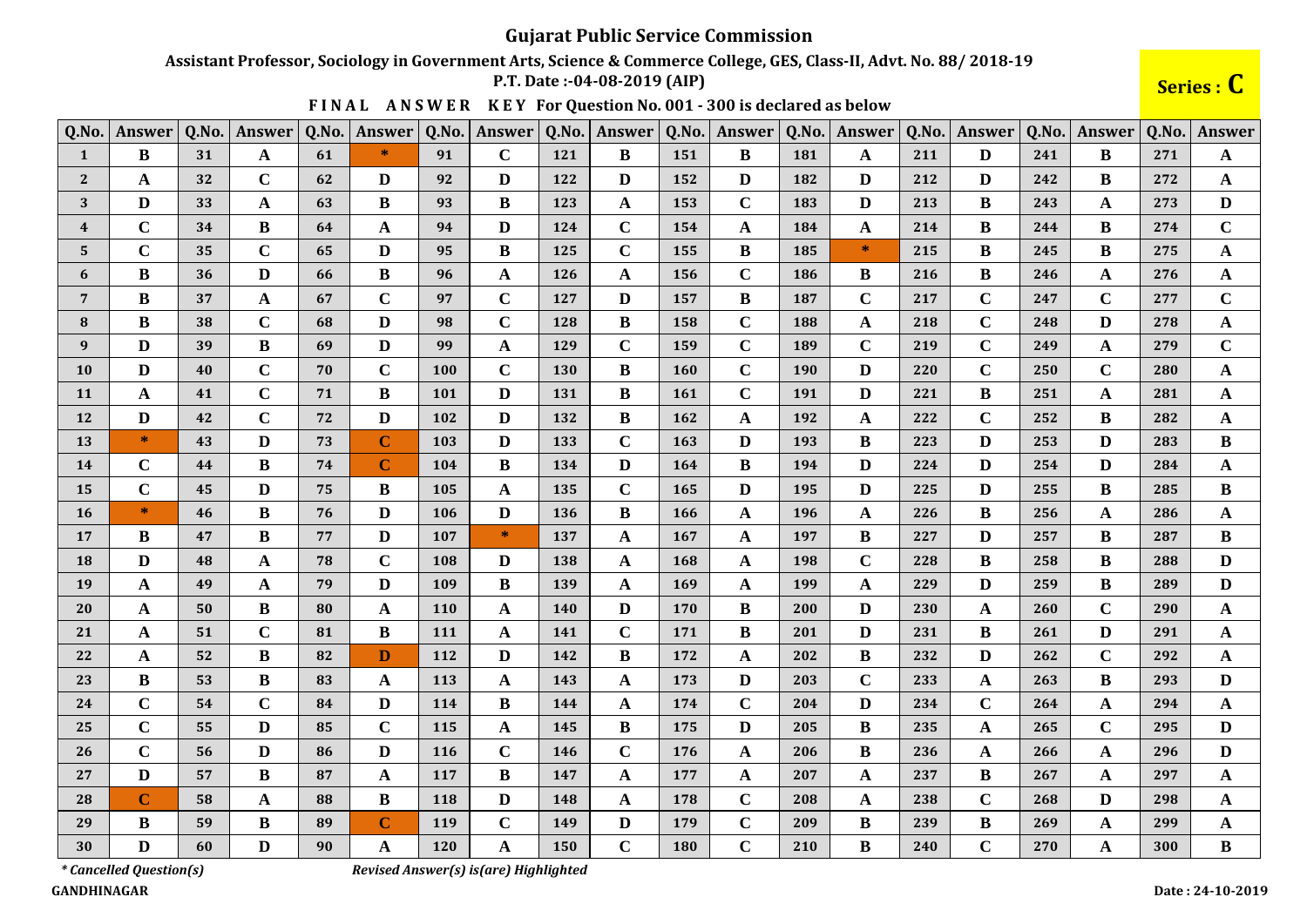# Gujarat Public Service Commission

**Assistant Professor, Sociology in Government Arts, Science & Commerce College, GES, Class-II, Advt. No. 88/ 2018-19**

**P.T. Date :-04-08-2019 (AIP)**

**Series : C**

**FINAL ANSWER KEY For Question No. 001 - 300 is declared as below**

| Q.No. | Answer | Q.No. | Answer | Q.No. | Answer | Q.No. | Answer | Q.No. | Answer | Q.No. | Answer | Q.No. | Answer | Q.No. | Answer | Q.No. | Answer | Q.No. | Answer |
|---|---|---|---|---|---|---|---|---|---|---|---|---|---|---|---|---|---|---|---|
| 1 | B | 31 | A | 61 | * | 91 | C | 121 | B | 151 | B | 181 | A | 211 | D | 241 | B | 271 | A |
| 2 | A | 32 | C | 62 | D | 92 | D | 122 | D | 152 | D | 182 | D | 212 | D | 242 | B | 272 | A |
| 3 | D | 33 | A | 63 | B | 93 | B | 123 | A | 153 | C | 183 | D | 213 | B | 243 | A | 273 | D |
| 4 | C | 34 | B | 64 | A | 94 | D | 124 | C | 154 | A | 184 | A | 214 | B | 244 | B | 274 | C |
| 5 | C | 35 | C | 65 | D | 95 | B | 125 | C | 155 | B | 185 | * | 215 | B | 245 | B | 275 | A |
| 6 | B | 36 | D | 66 | B | 96 | A | 126 | A | 156 | C | 186 | B | 216 | B | 246 | A | 276 | A |
| 7 | B | 37 | A | 67 | C | 97 | C | 127 | D | 157 | B | 187 | C | 217 | C | 247 | C | 277 | C |
| 8 | B | 38 | C | 68 | D | 98 | C | 128 | B | 158 | C | 188 | A | 218 | C | 248 | D | 278 | A |
| 9 | D | 39 | B | 69 | D | 99 | A | 129 | C | 159 | C | 189 | C | 219 | C | 249 | A | 279 | C |
| 10 | D | 40 | C | 70 | C | 100 | C | 130 | B | 160 | C | 190 | D | 220 | C | 250 | C | 280 | A |
| 11 | A | 41 | C | 71 | B | 101 | D | 131 | B | 161 | C | 191 | D | 221 | B | 251 | A | 281 | A |
| 12 | D | 42 | C | 72 | D | 102 | D | 132 | B | 162 | A | 192 | A | 222 | C | 252 | B | 282 | A |
| 13 | * | 43 | D | 73 | C | 103 | D | 133 | C | 163 | D | 193 | B | 223 | D | 253 | D | 283 | B |
| 14 | C | 44 | B | 74 | C | 104 | B | 134 | D | 164 | B | 194 | D | 224 | D | 254 | D | 284 | A |
| 15 | C | 45 | D | 75 | B | 105 | A | 135 | C | 165 | D | 195 | D | 225 | D | 255 | B | 285 | B |
| 16 | * | 46 | B | 76 | D | 106 | D | 136 | B | 166 | A | 196 | A | 226 | B | 256 | A | 286 | A |
| 17 | B | 47 | B | 77 | D | 107 | * | 137 | A | 167 | A | 197 | B | 227 | D | 257 | B | 287 | B |
| 18 | D | 48 | A | 78 | C | 108 | D | 138 | A | 168 | A | 198 | C | 228 | B | 258 | B | 288 | D |
| 19 | A | 49 | A | 79 | D | 109 | B | 139 | A | 169 | A | 199 | A | 229 | D | 259 | B | 289 | D |
| 20 | A | 50 | B | 80 | A | 110 | A | 140 | D | 170 | B | 200 | D | 230 | A | 260 | C | 290 | A |
| 21 | A | 51 | C | 81 | B | 111 | A | 141 | C | 171 | B | 201 | D | 231 | B | 261 | D | 291 | A |
| 22 | A | 52 | B | 82 | D | 112 | D | 142 | B | 172 | A | 202 | B | 232 | D | 262 | C | 292 | A |
| 23 | B | 53 | B | 83 | A | 113 | A | 143 | A | 173 | D | 203 | C | 233 | A | 263 | B | 293 | D |
| 24 | C | 54 | C | 84 | D | 114 | B | 144 | A | 174 | C | 204 | D | 234 | C | 264 | A | 294 | A |
| 25 | C | 55 | D | 85 | C | 115 | A | 145 | B | 175 | D | 205 | B | 235 | A | 265 | C | 295 | D |
| 26 | C | 56 | D | 86 | D | 116 | C | 146 | C | 176 | A | 206 | B | 236 | A | 266 | A | 296 | D |
| 27 | D | 57 | B | 87 | A | 117 | B | 147 | A | 177 | A | 207 | A | 237 | B | 267 | A | 297 | A |
| 28 | C | 58 | A | 88 | B | 118 | D | 148 | A | 178 | C | 208 | A | 238 | C | 268 | D | 298 | A |
| 29 | B | 59 | B | 89 | C | 119 | C | 149 | D | 179 | C | 209 | B | 239 | B | 269 | A | 299 | A |
| 30 | D | 60 | D | 90 | A | 120 | A | 150 | C | 180 | C | 210 | B | 240 | C | 270 | A | 300 | B |

*\* Cancelled Question(s)*  *Revised Answer(s) is(are) Highlighted*

**GANDHINAGAR**

**Date : 24-10-2019**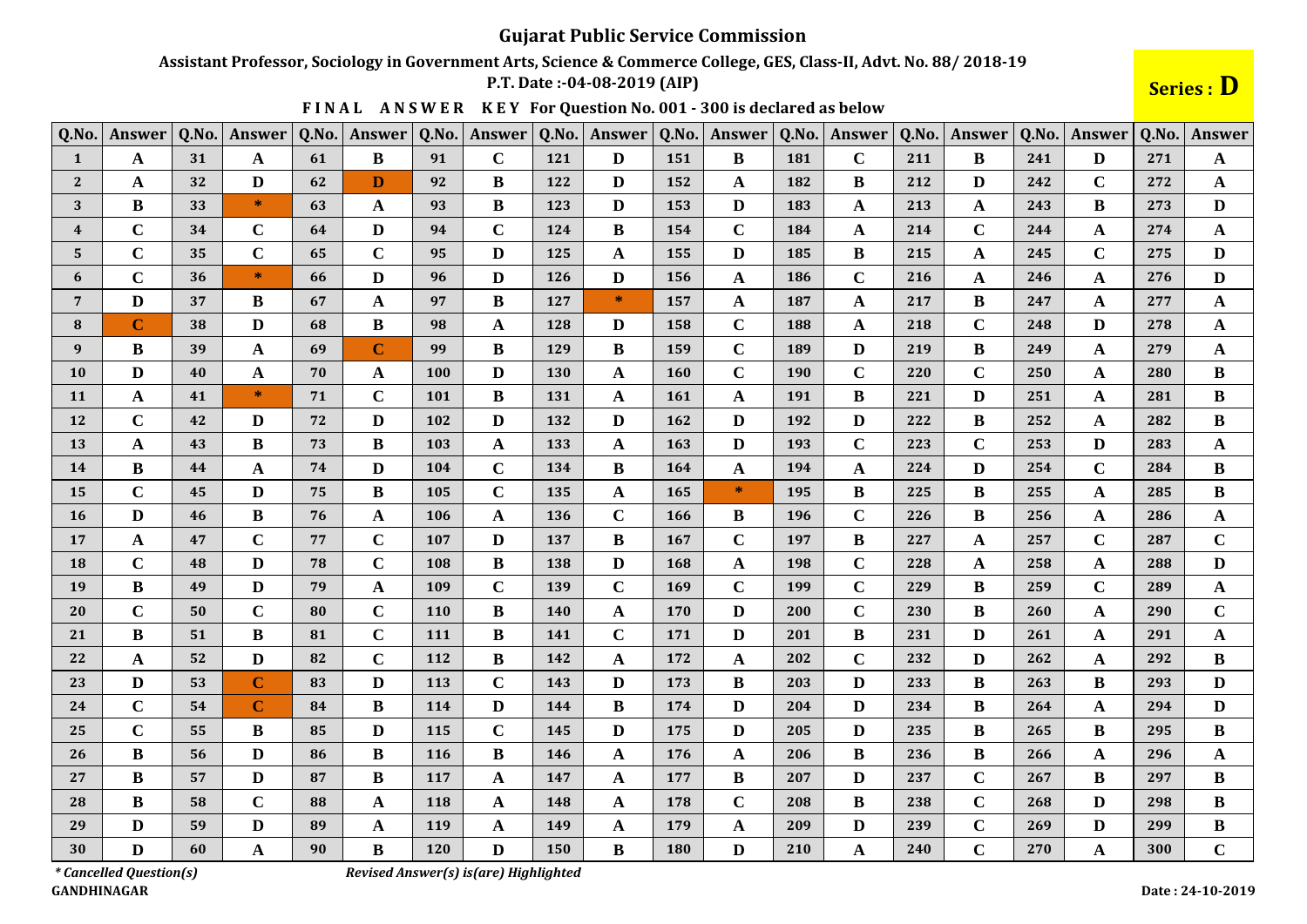# Gujarat Public Service Commission

**Assistant Professor, Sociology in Government Arts, Science & Commerce College, GES, Class-II, Advt. No. 88/ 2018-19**

**P.T. Date :-04-08-2019 (AIP)**

**Series : D**

**FINAL ANSWER KEY For Question No. 001 - 300 is declared as below**

| Q.No. | Answer | Q.No. | Answer | Q.No. | Answer | Q.No. | Answer | Q.No. | Answer | Q.No. | Answer | Q.No. | Answer | Q.No. | Answer | Q.No. | Answer | Q.No. | Answer |
|---|---|---|---|---|---|---|---|---|---|---|---|---|---|---|---|---|---|---|---|
| 1 | A | 31 | A | 61 | B | 91 | C | 121 | D | 151 | B | 181 | C | 211 | B | 241 | D | 271 | A |
| 2 | A | 32 | D | 62 | D | 92 | B | 122 | D | 152 | A | 182 | B | 212 | D | 242 | C | 272 | A |
| 3 | B | 33 | * | 63 | A | 93 | B | 123 | D | 153 | D | 183 | A | 213 | A | 243 | B | 273 | D |
| 4 | C | 34 | C | 64 | D | 94 | C | 124 | B | 154 | C | 184 | A | 214 | C | 244 | A | 274 | A |
| 5 | C | 35 | C | 65 | C | 95 | D | 125 | A | 155 | D | 185 | B | 215 | A | 245 | C | 275 | D |
| 6 | C | 36 | * | 66 | D | 96 | D | 126 | D | 156 | A | 186 | C | 216 | A | 246 | A | 276 | D |
| 7 | D | 37 | B | 67 | A | 97 | B | 127 | * | 157 | A | 187 | A | 217 | B | 247 | A | 277 | A |
| 8 | C | 38 | D | 68 | B | 98 | A | 128 | D | 158 | C | 188 | A | 218 | C | 248 | D | 278 | A |
| 9 | B | 39 | A | 69 | C | 99 | B | 129 | B | 159 | C | 189 | D | 219 | B | 249 | A | 279 | A |
| 10 | D | 40 | A | 70 | A | 100 | D | 130 | A | 160 | C | 190 | C | 220 | C | 250 | A | 280 | B |
| 11 | A | 41 | * | 71 | C | 101 | B | 131 | A | 161 | A | 191 | B | 221 | D | 251 | A | 281 | B |
| 12 | C | 42 | D | 72 | D | 102 | D | 132 | D | 162 | D | 192 | D | 222 | B | 252 | A | 282 | B |
| 13 | A | 43 | B | 73 | B | 103 | A | 133 | A | 163 | D | 193 | C | 223 | C | 253 | D | 283 | A |
| 14 | B | 44 | A | 74 | D | 104 | C | 134 | B | 164 | A | 194 | A | 224 | D | 254 | C | 284 | B |
| 15 | C | 45 | D | 75 | B | 105 | C | 135 | A | 165 | * | 195 | B | 225 | B | 255 | A | 285 | B |
| 16 | D | 46 | B | 76 | A | 106 | A | 136 | C | 166 | B | 196 | C | 226 | B | 256 | A | 286 | A |
| 17 | A | 47 | C | 77 | C | 107 | D | 137 | B | 167 | C | 197 | B | 227 | A | 257 | C | 287 | C |
| 18 | C | 48 | D | 78 | C | 108 | B | 138 | D | 168 | A | 198 | C | 228 | A | 258 | A | 288 | D |
| 19 | B | 49 | D | 79 | A | 109 | C | 139 | C | 169 | C | 199 | C | 229 | B | 259 | C | 289 | A |
| 20 | C | 50 | C | 80 | C | 110 | B | 140 | A | 170 | D | 200 | C | 230 | B | 260 | A | 290 | C |
| 21 | B | 51 | B | 81 | C | 111 | B | 141 | C | 171 | D | 201 | B | 231 | D | 261 | A | 291 | A |
| 22 | A | 52 | D | 82 | C | 112 | B | 142 | A | 172 | A | 202 | C | 232 | D | 262 | A | 292 | B |
| 23 | D | 53 | C | 83 | D | 113 | C | 143 | D | 173 | B | 203 | D | 233 | B | 263 | B | 293 | D |
| 24 | C | 54 | C | 84 | B | 114 | D | 144 | B | 174 | D | 204 | D | 234 | B | 264 | A | 294 | D |
| 25 | C | 55 | B | 85 | D | 115 | C | 145 | D | 175 | D | 205 | D | 235 | B | 265 | B | 295 | B |
| 26 | B | 56 | D | 86 | B | 116 | B | 146 | A | 176 | A | 206 | B | 236 | B | 266 | A | 296 | A |
| 27 | B | 57 | D | 87 | B | 117 | A | 147 | A | 177 | B | 207 | D | 237 | C | 267 | B | 297 | B |
| 28 | B | 58 | C | 88 | A | 118 | A | 148 | A | 178 | C | 208 | B | 238 | C | 268 | D | 298 | B |
| 29 | D | 59 | D | 89 | A | 119 | A | 149 | A | 179 | A | 209 | D | 239 | C | 269 | D | 299 | B |
| 30 | D | 60 | A | 90 | B | 120 | D | 150 | B | 180 | D | 210 | A | 240 | C | 270 | A | 300 | C |

*\* Cancelled Question(s)*

*Revised Answer(s) is(are) Highlighted*

**GANDHINAGAR**

**Date : 24-10-2019**